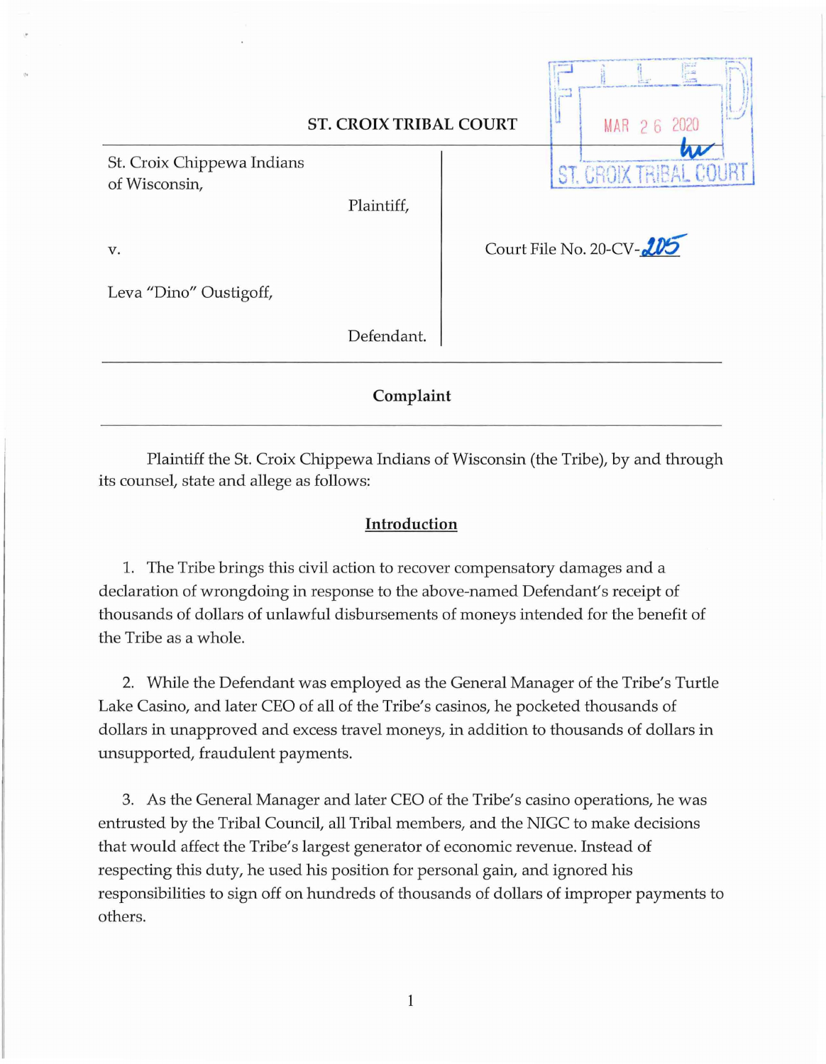**ST. CROIX TRIBAL COURT**

FILED
MAR 26 2020
ST. CROIX TRIBAL COURT

St. Croix Chippewa Indians of Wisconsin,

Plaintiff,

v.

Leva "Dino" Oustigoff,

Defendant.

Court File No. 20-CV-205

---

**Complaint**

---

Plaintiff the St. Croix Chippewa Indians of Wisconsin (the Tribe), by and through its counsel, state and allege as follows:

**Introduction**

1. The Tribe brings this civil action to recover compensatory damages and a declaration of wrongdoing in response to the above-named Defendant's receipt of thousands of dollars of unlawful disbursements of moneys intended for the benefit of the Tribe as a whole.

2. While the Defendant was employed as the General Manager of the Tribe's Turtle Lake Casino, and later CEO of all of the Tribe's casinos, he pocketed thousands of dollars in unapproved and excess travel moneys, in addition to thousands of dollars in unsupported, fraudulent payments.

3. As the General Manager and later CEO of the Tribe's casino operations, he was entrusted by the Tribal Council, all Tribal members, and the NIGC to make decisions that would affect the Tribe's largest generator of economic revenue. Instead of respecting this duty, he used his position for personal gain, and ignored his responsibilities to sign off on hundreds of thousands of dollars of improper payments to others.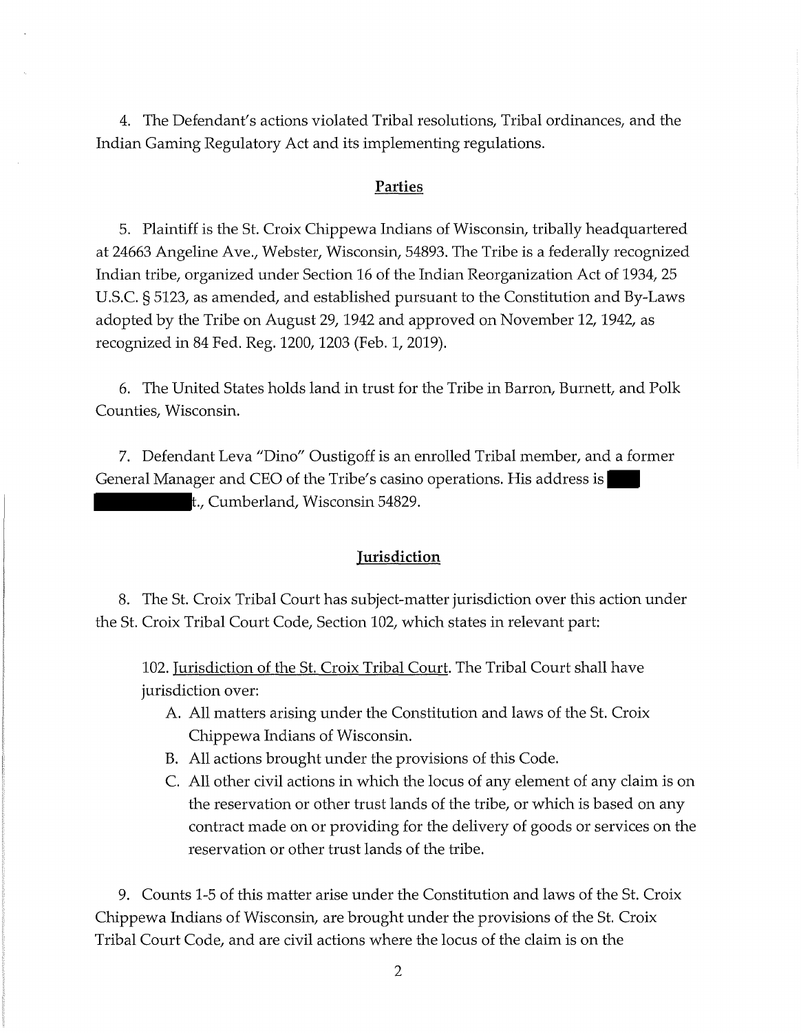4. The Defendant's actions violated Tribal resolutions, Tribal ordinances, and the Indian Gaming Regulatory Act and its implementing regulations.

## Parties

5. Plaintiff is the St. Croix Chippewa Indians of Wisconsin, tribally headquartered at 24663 Angeline Ave., Webster, Wisconsin, 54893. The Tribe is a federally recognized Indian tribe, organized under Section 16 of the Indian Reorganization Act of 1934, 25 U.S.C. § 5123, as amended, and established pursuant to the Constitution and By-Laws adopted by the Tribe on August 29, 1942 and approved on November 12, 1942, as recognized in 84 Fed. Reg. 1200, 1203 (Feb. 1, 2019).

6. The United States holds land in trust for the Tribe in Barron, Burnett, and Polk Counties, Wisconsin.

7. Defendant Leva "Dino" Oustigoff is an enrolled Tribal member, and a former General Manager and CEO of the Tribe's casino operations. His address is [REDACTED] t., Cumberland, Wisconsin 54829.

## Jurisdiction

8. The St. Croix Tribal Court has subject-matter jurisdiction over this action under the St. Croix Tribal Court Code, Section 102, which states in relevant part:

> 102. Jurisdiction of the St. Croix Tribal Court. The Tribal Court shall have jurisdiction over:
>
> A. All matters arising under the Constitution and laws of the St. Croix Chippewa Indians of Wisconsin.
>
> B. All actions brought under the provisions of this Code.
>
> C. All other civil actions in which the locus of any element of any claim is on the reservation or other trust lands of the tribe, or which is based on any contract made on or providing for the delivery of goods or services on the reservation or other trust lands of the tribe.

9. Counts 1-5 of this matter arise under the Constitution and laws of the St. Croix Chippewa Indians of Wisconsin, are brought under the provisions of the St. Croix Tribal Court Code, and are civil actions where the locus of the claim is on the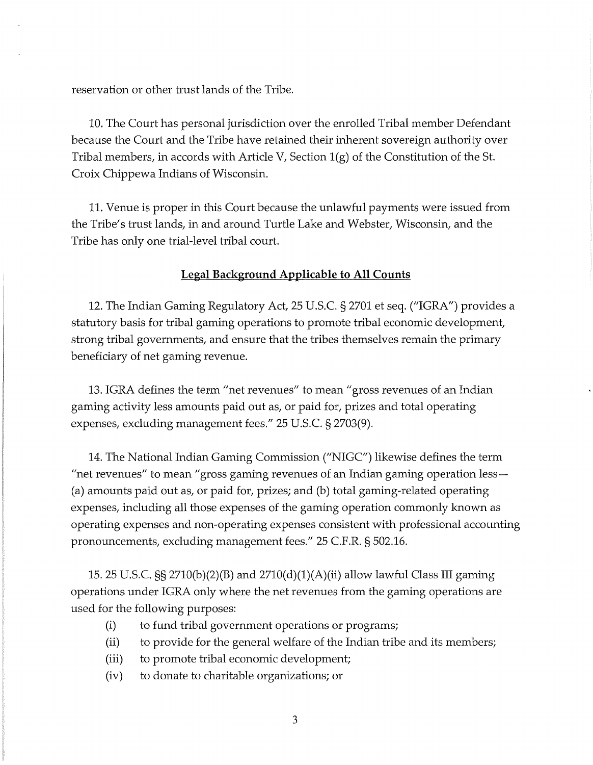reservation or other trust lands of the Tribe.

10. The Court has personal jurisdiction over the enrolled Tribal member Defendant because the Court and the Tribe have retained their inherent sovereign authority over Tribal members, in accords with Article V, Section 1(g) of the Constitution of the St. Croix Chippewa Indians of Wisconsin.

11. Venue is proper in this Court because the unlawful payments were issued from the Tribe's trust lands, in and around Turtle Lake and Webster, Wisconsin, and the Tribe has only one trial-level tribal court.

## Legal Background Applicable to All Counts

12. The Indian Gaming Regulatory Act, 25 U.S.C. § 2701 et seq. ("IGRA") provides a statutory basis for tribal gaming operations to promote tribal economic development, strong tribal governments, and ensure that the tribes themselves remain the primary beneficiary of net gaming revenue.

13. IGRA defines the term "net revenues" to mean "gross revenues of an Indian gaming activity less amounts paid out as, or paid for, prizes and total operating expenses, excluding management fees." 25 U.S.C. § 2703(9).

14. The National Indian Gaming Commission ("NIGC") likewise defines the term "net revenues" to mean "gross gaming revenues of an Indian gaming operation less—(a) amounts paid out as, or paid for, prizes; and (b) total gaming-related operating expenses, including all those expenses of the gaming operation commonly known as operating expenses and non-operating expenses consistent with professional accounting pronouncements, excluding management fees." 25 C.F.R. § 502.16.

15. 25 U.S.C. §§ 2710(b)(2)(B) and 2710(d)(1)(A)(ii) allow lawful Class III gaming operations under IGRA only where the net revenues from the gaming operations are used for the following purposes:

(i) to fund tribal government operations or programs;

(ii) to provide for the general welfare of the Indian tribe and its members;

(iii) to promote tribal economic development;

(iv) to donate to charitable organizations; or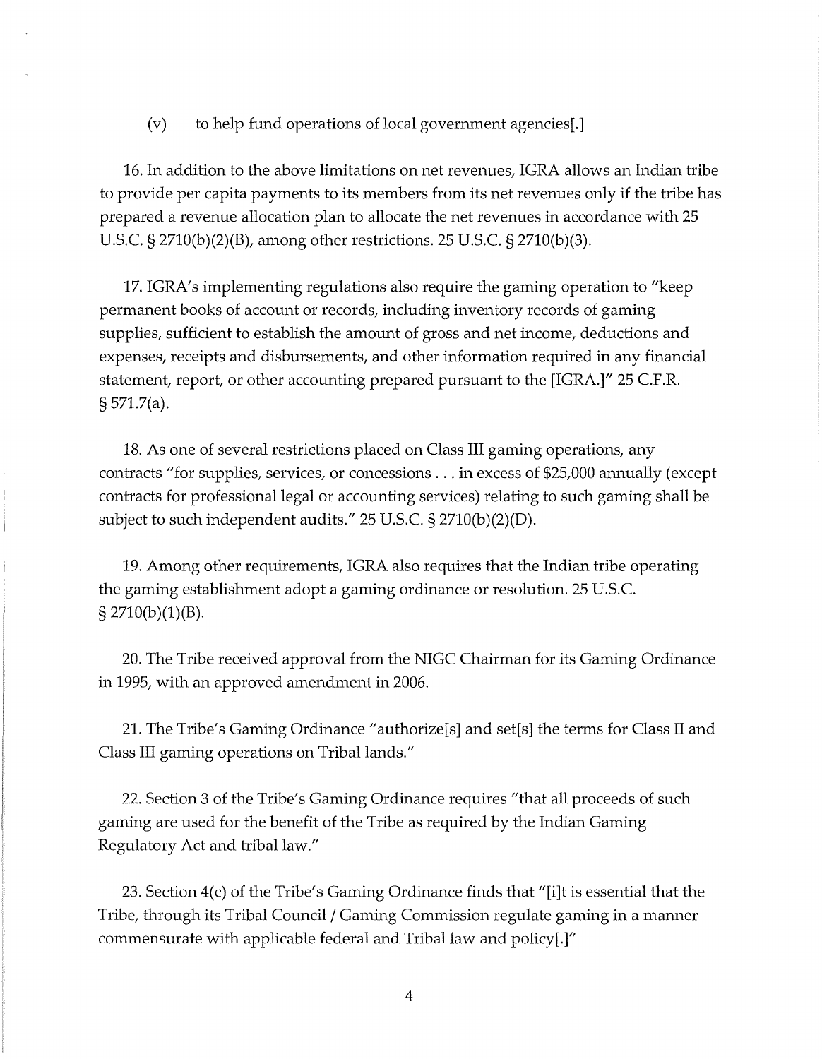(v) to help fund operations of local government agencies[.]

16. In addition to the above limitations on net revenues, IGRA allows an Indian tribe to provide per capita payments to its members from its net revenues only if the tribe has prepared a revenue allocation plan to allocate the net revenues in accordance with 25 U.S.C. § 2710(b)(2)(B), among other restrictions. 25 U.S.C. § 2710(b)(3).

17. IGRA's implementing regulations also require the gaming operation to "keep permanent books of account or records, including inventory records of gaming supplies, sufficient to establish the amount of gross and net income, deductions and expenses, receipts and disbursements, and other information required in any financial statement, report, or other accounting prepared pursuant to the [IGRA.]" 25 C.F.R. § 571.7(a).

18. As one of several restrictions placed on Class III gaming operations, any contracts "for supplies, services, or concessions . . . in excess of $25,000 annually (except contracts for professional legal or accounting services) relating to such gaming shall be subject to such independent audits." 25 U.S.C. § 2710(b)(2)(D).

19. Among other requirements, IGRA also requires that the Indian tribe operating the gaming establishment adopt a gaming ordinance or resolution. 25 U.S.C. § 2710(b)(1)(B).

20. The Tribe received approval from the NIGC Chairman for its Gaming Ordinance in 1995, with an approved amendment in 2006.

21. The Tribe's Gaming Ordinance "authorize[s] and set[s] the terms for Class II and Class III gaming operations on Tribal lands."

22. Section 3 of the Tribe's Gaming Ordinance requires "that all proceeds of such gaming are used for the benefit of the Tribe as required by the Indian Gaming Regulatory Act and tribal law."

23. Section 4(c) of the Tribe's Gaming Ordinance finds that "[i]t is essential that the Tribe, through its Tribal Council / Gaming Commission regulate gaming in a manner commensurate with applicable federal and Tribal law and policy[.]"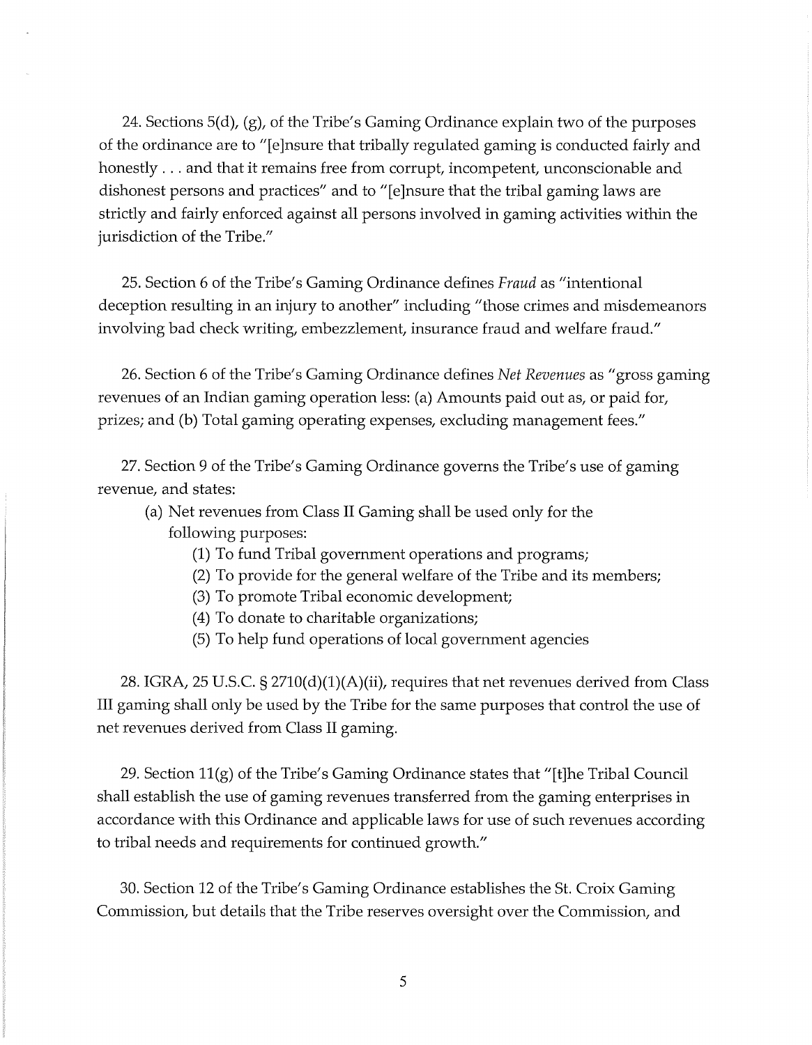24. Sections 5(d), (g), of the Tribe's Gaming Ordinance explain two of the purposes of the ordinance are to "[e]nsure that tribally regulated gaming is conducted fairly and honestly . . . and that it remains free from corrupt, incompetent, unconscionable and dishonest persons and practices" and to "[e]nsure that the tribal gaming laws are strictly and fairly enforced against all persons involved in gaming activities within the jurisdiction of the Tribe."

25. Section 6 of the Tribe's Gaming Ordinance defines *Fraud* as "intentional deception resulting in an injury to another" including "those crimes and misdemeanors involving bad check writing, embezzlement, insurance fraud and welfare fraud."

26. Section 6 of the Tribe's Gaming Ordinance defines *Net Revenues* as "gross gaming revenues of an Indian gaming operation less: (a) Amounts paid out as, or paid for, prizes; and (b) Total gaming operating expenses, excluding management fees."

27. Section 9 of the Tribe's Gaming Ordinance governs the Tribe's use of gaming revenue, and states:

> (a) Net revenues from Class II Gaming shall be used only for the following purposes:
>
> (1) To fund Tribal government operations and programs;
>
> (2) To provide for the general welfare of the Tribe and its members;
>
> (3) To promote Tribal economic development;
>
> (4) To donate to charitable organizations;
>
> (5) To help fund operations of local government agencies

28. IGRA, 25 U.S.C. § 2710(d)(1)(A)(ii), requires that net revenues derived from Class III gaming shall only be used by the Tribe for the same purposes that control the use of net revenues derived from Class II gaming.

29. Section 11(g) of the Tribe's Gaming Ordinance states that "[t]he Tribal Council shall establish the use of gaming revenues transferred from the gaming enterprises in accordance with this Ordinance and applicable laws for use of such revenues according to tribal needs and requirements for continued growth."

30. Section 12 of the Tribe's Gaming Ordinance establishes the St. Croix Gaming Commission, but details that the Tribe reserves oversight over the Commission, and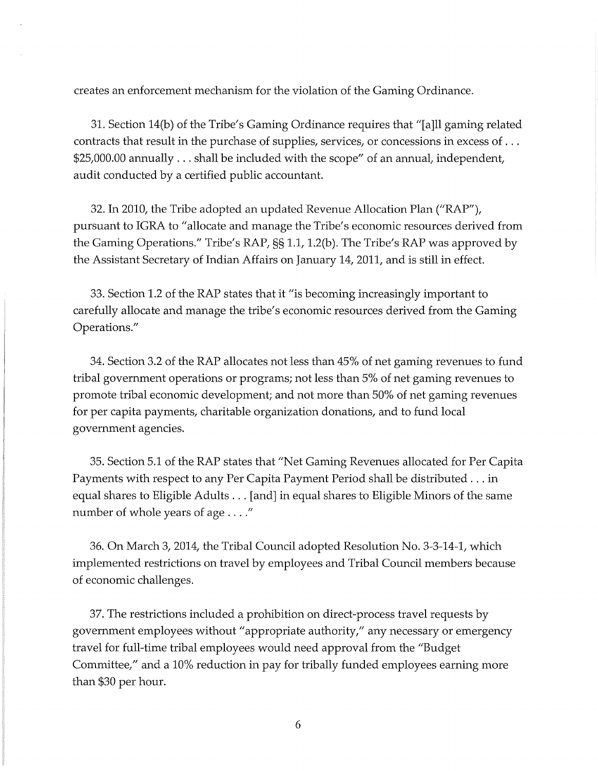creates an enforcement mechanism for the violation of the Gaming Ordinance.

31. Section 14(b) of the Tribe's Gaming Ordinance requires that "[a]ll gaming related contracts that result in the purchase of supplies, services, or concessions in excess of . . . $25,000.00 annually . . . shall be included with the scope" of an annual, independent, audit conducted by a certified public accountant.

32. In 2010, the Tribe adopted an updated Revenue Allocation Plan ("RAP"), pursuant to IGRA to "allocate and manage the Tribe's economic resources derived from the Gaming Operations." Tribe's RAP, §§ 1.1, 1.2(b). The Tribe's RAP was approved by the Assistant Secretary of Indian Affairs on January 14, 2011, and is still in effect.

33. Section 1.2 of the RAP states that it "is becoming increasingly important to carefully allocate and manage the tribe's economic resources derived from the Gaming Operations."

34. Section 3.2 of the RAP allocates not less than 45% of net gaming revenues to fund tribal government operations or programs; not less than 5% of net gaming revenues to promote tribal economic development; and not more than 50% of net gaming revenues for per capita payments, charitable organization donations, and to fund local government agencies.

35. Section 5.1 of the RAP states that "Net Gaming Revenues allocated for Per Capita Payments with respect to any Per Capita Payment Period shall be distributed . . . in equal shares to Eligible Adults . . . [and] in equal shares to Eligible Minors of the same number of whole years of age . . . ."

36. On March 3, 2014, the Tribal Council adopted Resolution No. 3-3-14-1, which implemented restrictions on travel by employees and Tribal Council members because of economic challenges.

37. The restrictions included a prohibition on direct-process travel requests by government employees without "appropriate authority," any necessary or emergency travel for full-time tribal employees would need approval from the "Budget Committee," and a 10% reduction in pay for tribally funded employees earning more than $30 per hour.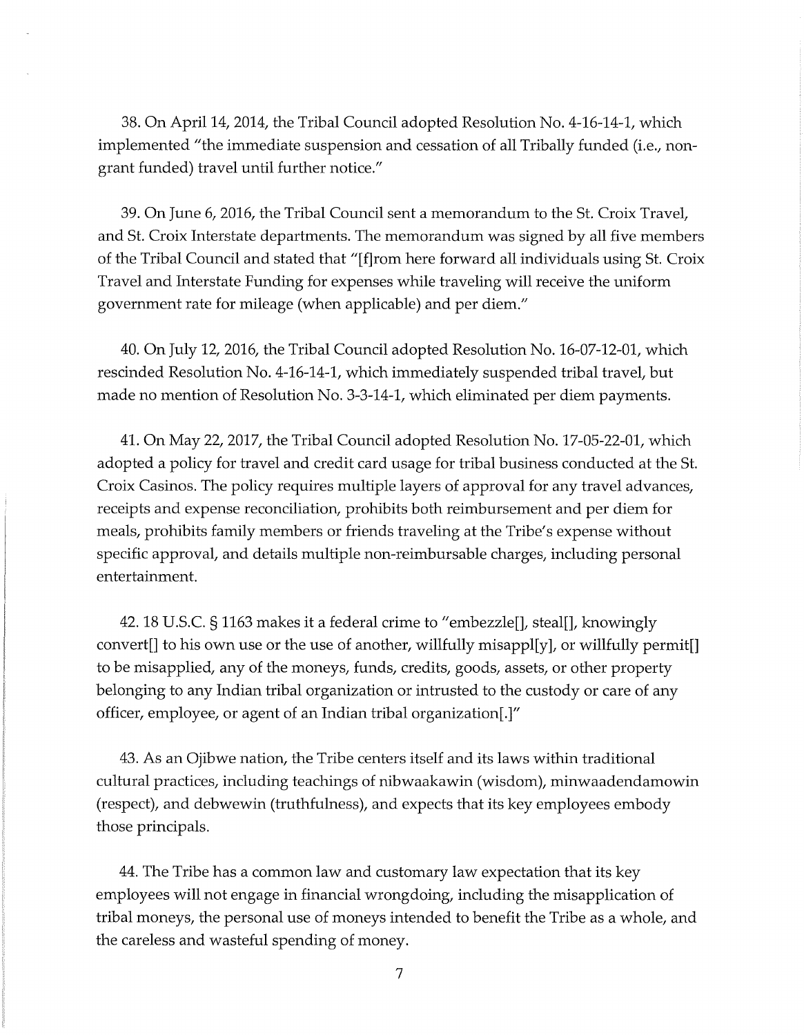38. On April 14, 2014, the Tribal Council adopted Resolution No. 4-16-14-1, which implemented "the immediate suspension and cessation of all Tribally funded (i.e., non-grant funded) travel until further notice."

39. On June 6, 2016, the Tribal Council sent a memorandum to the St. Croix Travel, and St. Croix Interstate departments. The memorandum was signed by all five members of the Tribal Council and stated that "[f]rom here forward all individuals using St. Croix Travel and Interstate Funding for expenses while traveling will receive the uniform government rate for mileage (when applicable) and per diem."

40. On July 12, 2016, the Tribal Council adopted Resolution No. 16-07-12-01, which rescinded Resolution No. 4-16-14-1, which immediately suspended tribal travel, but made no mention of Resolution No. 3-3-14-1, which eliminated per diem payments.

41. On May 22, 2017, the Tribal Council adopted Resolution No. 17-05-22-01, which adopted a policy for travel and credit card usage for tribal business conducted at the St. Croix Casinos. The policy requires multiple layers of approval for any travel advances, receipts and expense reconciliation, prohibits both reimbursement and per diem for meals, prohibits family members or friends traveling at the Tribe's expense without specific approval, and details multiple non-reimbursable charges, including personal entertainment.

42. 18 U.S.C. § 1163 makes it a federal crime to "embezzle[], steal[], knowingly convert[] to his own use or the use of another, willfully misappl[y], or willfully permit[] to be misapplied, any of the moneys, funds, credits, goods, assets, or other property belonging to any Indian tribal organization or intrusted to the custody or care of any officer, employee, or agent of an Indian tribal organization[.]"

43. As an Ojibwe nation, the Tribe centers itself and its laws within traditional cultural practices, including teachings of nibwaakawin (wisdom), minwaadendamowin (respect), and debwewin (truthfulness), and expects that its key employees embody those principals.

44. The Tribe has a common law and customary law expectation that its key employees will not engage in financial wrongdoing, including the misapplication of tribal moneys, the personal use of moneys intended to benefit the Tribe as a whole, and the careless and wasteful spending of money.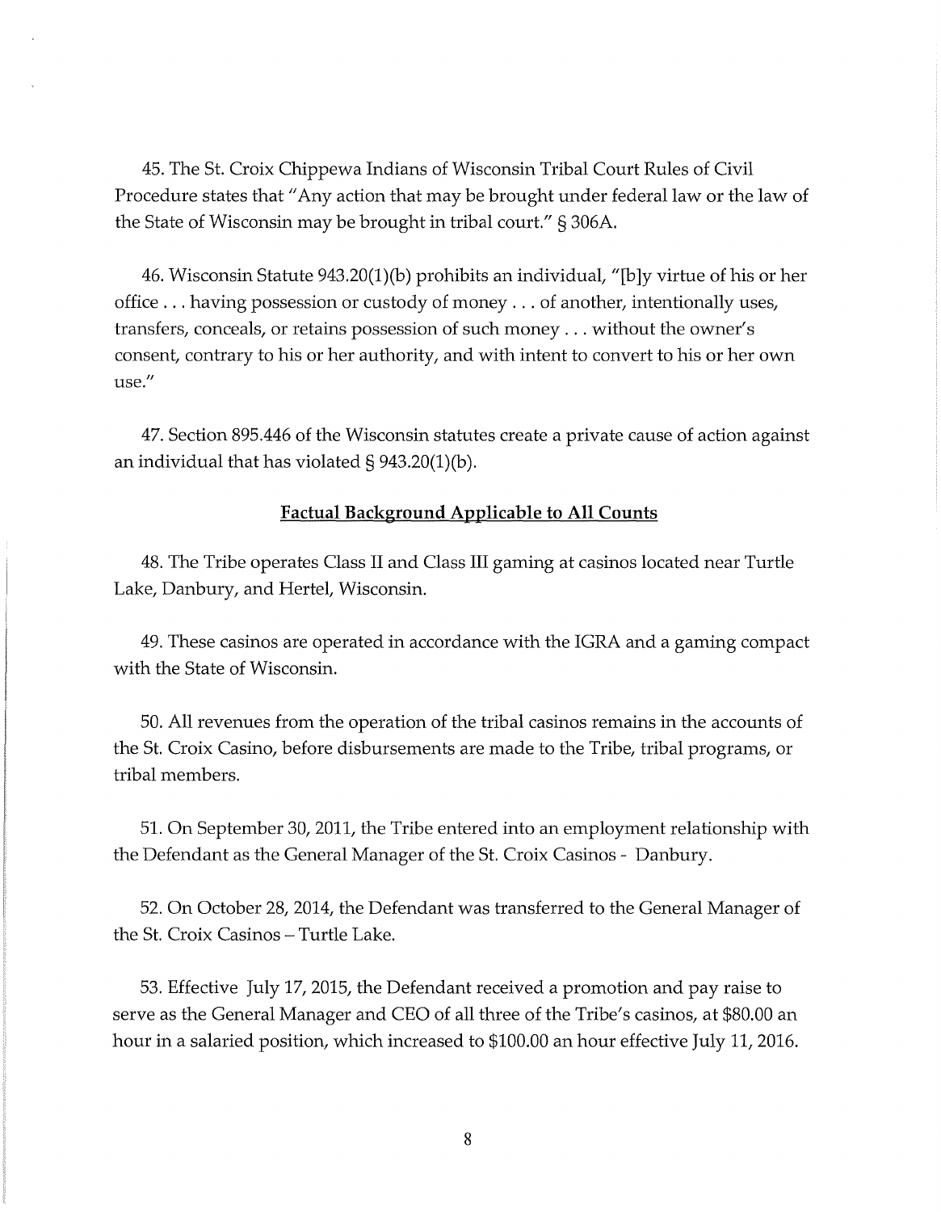45. The St. Croix Chippewa Indians of Wisconsin Tribal Court Rules of Civil Procedure states that "Any action that may be brought under federal law or the law of the State of Wisconsin may be brought in tribal court." § 306A.

46. Wisconsin Statute 943.20(1)(b) prohibits an individual, "[b]y virtue of his or her office . . . having possession or custody of money . . . of another, intentionally uses, transfers, conceals, or retains possession of such money . . . without the owner's consent, contrary to his or her authority, and with intent to convert to his or her own use."

47. Section 895.446 of the Wisconsin statutes create a private cause of action against an individual that has violated § 943.20(1)(b).

## Factual Background Applicable to All Counts

48. The Tribe operates Class II and Class III gaming at casinos located near Turtle Lake, Danbury, and Hertel, Wisconsin.

49. These casinos are operated in accordance with the IGRA and a gaming compact with the State of Wisconsin.

50. All revenues from the operation of the tribal casinos remains in the accounts of the St. Croix Casino, before disbursements are made to the Tribe, tribal programs, or tribal members.

51. On September 30, 2011, the Tribe entered into an employment relationship with the Defendant as the General Manager of the St. Croix Casinos - Danbury.

52. On October 28, 2014, the Defendant was transferred to the General Manager of the St. Croix Casinos – Turtle Lake.

53. Effective July 17, 2015, the Defendant received a promotion and pay raise to serve as the General Manager and CEO of all three of the Tribe's casinos, at $80.00 an hour in a salaried position, which increased to $100.00 an hour effective July 11, 2016.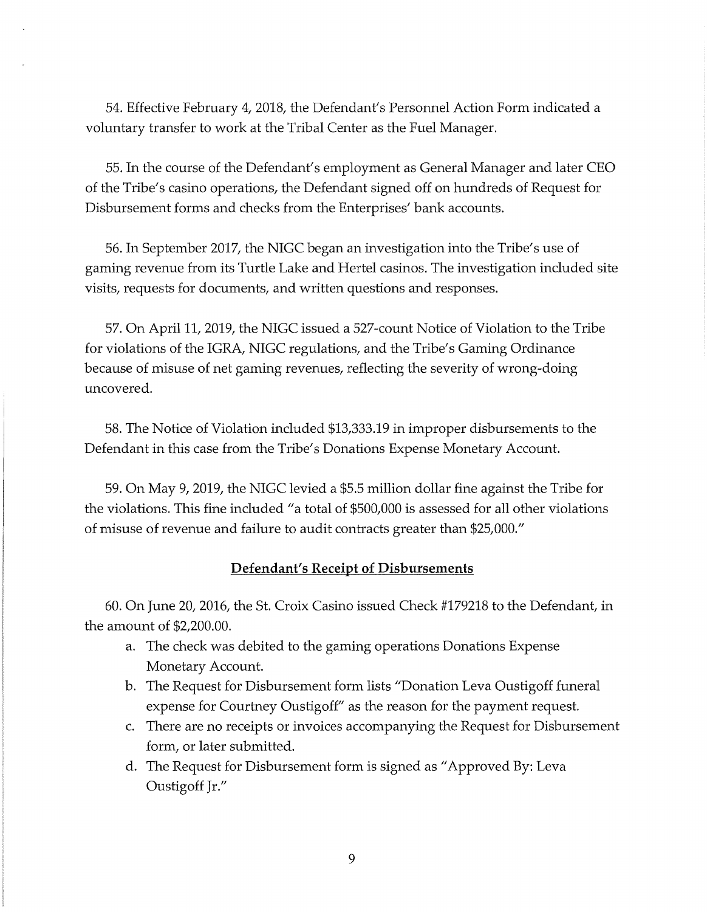54. Effective February 4, 2018, the Defendant's Personnel Action Form indicated a voluntary transfer to work at the Tribal Center as the Fuel Manager.

55. In the course of the Defendant's employment as General Manager and later CEO of the Tribe's casino operations, the Defendant signed off on hundreds of Request for Disbursement forms and checks from the Enterprises' bank accounts.

56. In September 2017, the NIGC began an investigation into the Tribe's use of gaming revenue from its Turtle Lake and Hertel casinos. The investigation included site visits, requests for documents, and written questions and responses.

57. On April 11, 2019, the NIGC issued a 527-count Notice of Violation to the Tribe for violations of the IGRA, NIGC regulations, and the Tribe's Gaming Ordinance because of misuse of net gaming revenues, reflecting the severity of wrong-doing uncovered.

58. The Notice of Violation included $13,333.19 in improper disbursements to the Defendant in this case from the Tribe's Donations Expense Monetary Account.

59. On May 9, 2019, the NIGC levied a $5.5 million dollar fine against the Tribe for the violations. This fine included "a total of $500,000 is assessed for all other violations of misuse of revenue and failure to audit contracts greater than $25,000."

## Defendant's Receipt of Disbursements

60. On June 20, 2016, the St. Croix Casino issued Check #179218 to the Defendant, in the amount of $2,200.00.

a. The check was debited to the gaming operations Donations Expense Monetary Account.
b. The Request for Disbursement form lists "Donation Leva Oustigoff funeral expense for Courtney Oustigoff" as the reason for the payment request.
c. There are no receipts or invoices accompanying the Request for Disbursement form, or later submitted.
d. The Request for Disbursement form is signed as "Approved By: Leva Oustigoff Jr."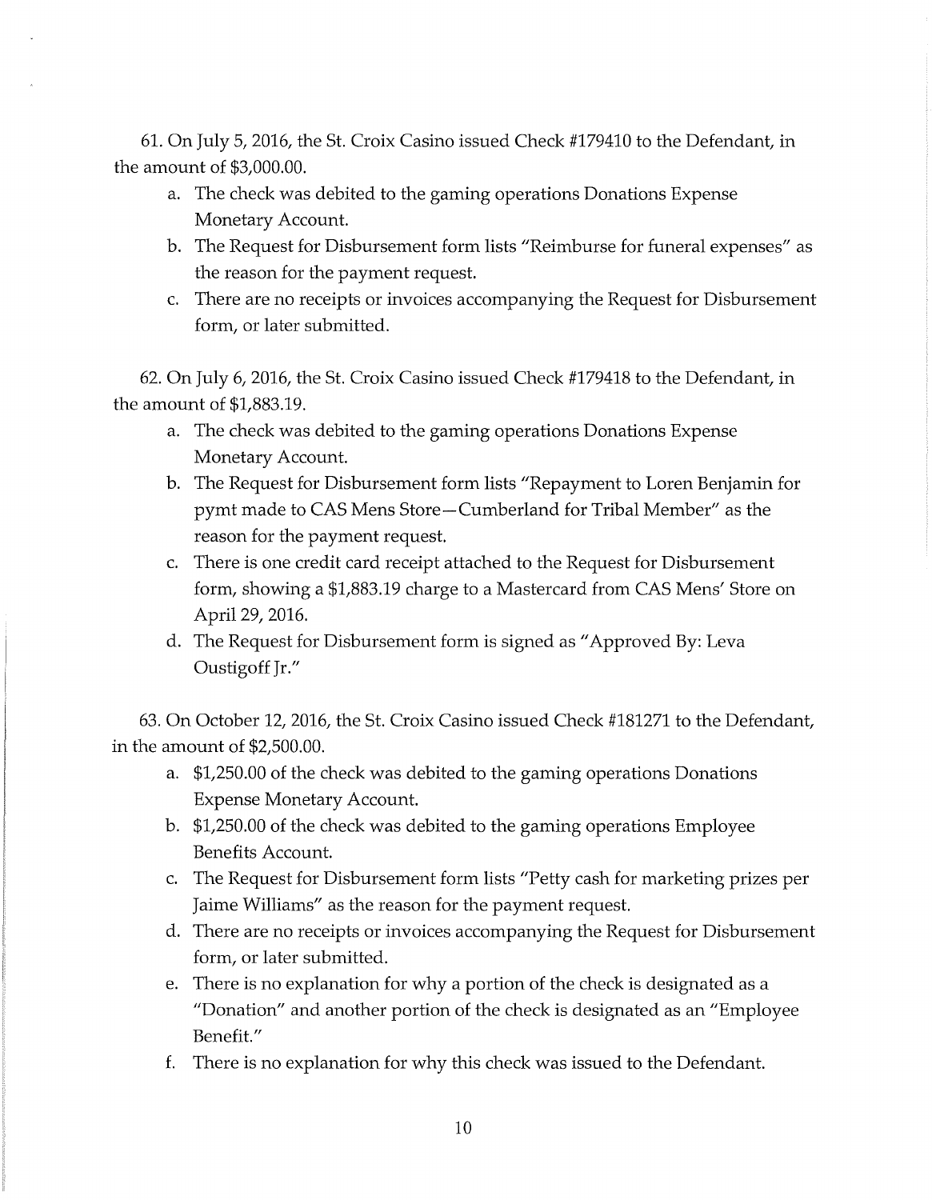61. On July 5, 2016, the St. Croix Casino issued Check #179410 to the Defendant, in the amount of $3,000.00.

   a. The check was debited to the gaming operations Donations Expense Monetary Account.
   b. The Request for Disbursement form lists "Reimburse for funeral expenses" as the reason for the payment request.
   c. There are no receipts or invoices accompanying the Request for Disbursement form, or later submitted.

62. On July 6, 2016, the St. Croix Casino issued Check #179418 to the Defendant, in the amount of $1,883.19.

   a. The check was debited to the gaming operations Donations Expense Monetary Account.
   b. The Request for Disbursement form lists "Repayment to Loren Benjamin for pymt made to CAS Mens Store—Cumberland for Tribal Member" as the reason for the payment request.
   c. There is one credit card receipt attached to the Request for Disbursement form, showing a $1,883.19 charge to a Mastercard from CAS Mens' Store on April 29, 2016.
   d. The Request for Disbursement form is signed as "Approved By: Leva Oustigoff Jr."

63. On October 12, 2016, the St. Croix Casino issued Check #181271 to the Defendant, in the amount of $2,500.00.

   a. $1,250.00 of the check was debited to the gaming operations Donations Expense Monetary Account.
   b. $1,250.00 of the check was debited to the gaming operations Employee Benefits Account.
   c. The Request for Disbursement form lists "Petty cash for marketing prizes per Jaime Williams" as the reason for the payment request.
   d. There are no receipts or invoices accompanying the Request for Disbursement form, or later submitted.
   e. There is no explanation for why a portion of the check is designated as a "Donation" and another portion of the check is designated as an "Employee Benefit."
   f. There is no explanation for why this check was issued to the Defendant.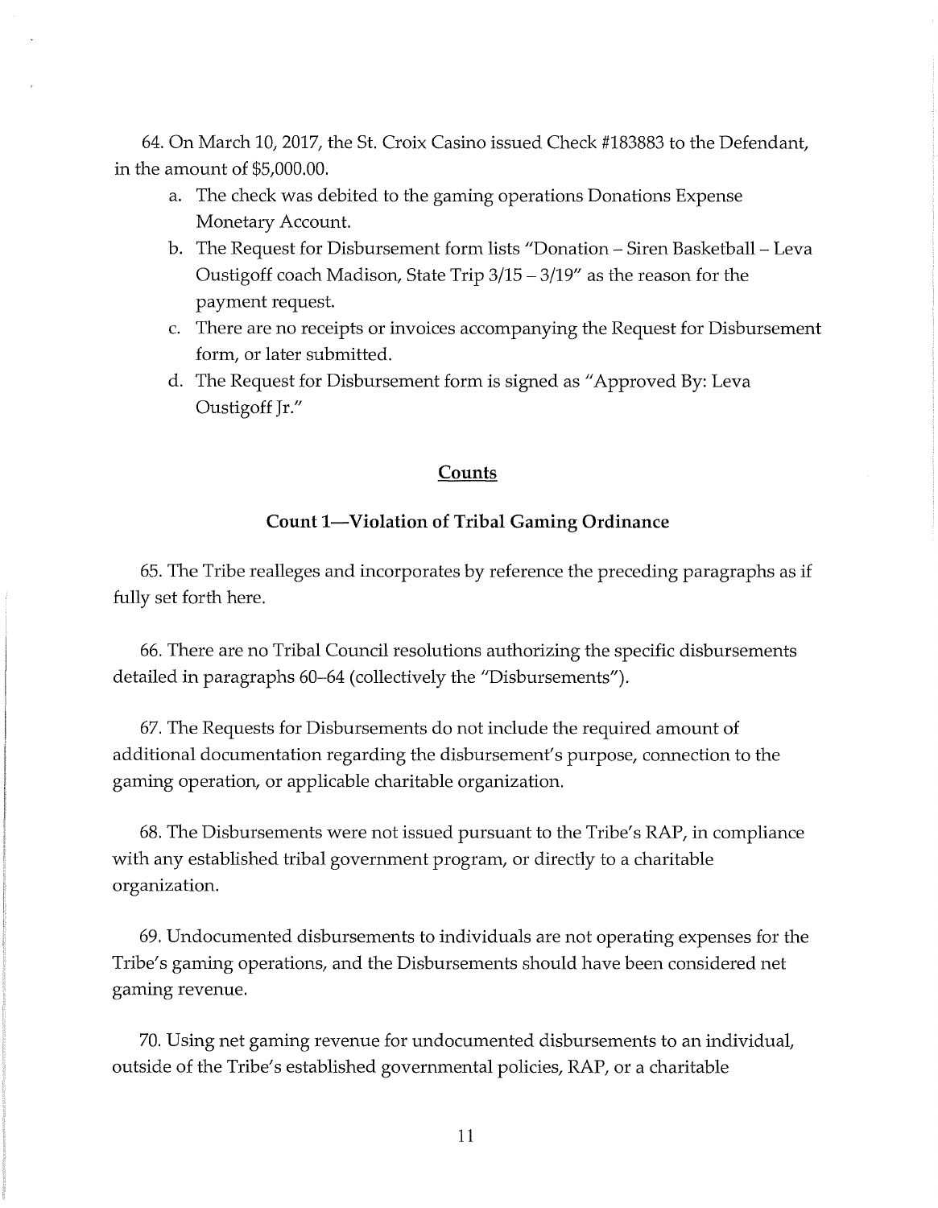64. On March 10, 2017, the St. Croix Casino issued Check #183883 to the Defendant, in the amount of $5,000.00.

   a. The check was debited to the gaming operations Donations Expense Monetary Account.
   b. The Request for Disbursement form lists "Donation – Siren Basketball – Leva Oustigoff coach Madison, State Trip 3/15 – 3/19" as the reason for the payment request.
   c. There are no receipts or invoices accompanying the Request for Disbursement form, or later submitted.
   d. The Request for Disbursement form is signed as "Approved By: Leva Oustigoff Jr."

## Counts

### Count 1—Violation of Tribal Gaming Ordinance

65. The Tribe realleges and incorporates by reference the preceding paragraphs as if fully set forth here.

66. There are no Tribal Council resolutions authorizing the specific disbursements detailed in paragraphs 60–64 (collectively the "Disbursements").

67. The Requests for Disbursements do not include the required amount of additional documentation regarding the disbursement's purpose, connection to the gaming operation, or applicable charitable organization.

68. The Disbursements were not issued pursuant to the Tribe's RAP, in compliance with any established tribal government program, or directly to a charitable organization.

69. Undocumented disbursements to individuals are not operating expenses for the Tribe's gaming operations, and the Disbursements should have been considered net gaming revenue.

70. Using net gaming revenue for undocumented disbursements to an individual, outside of the Tribe's established governmental policies, RAP, or a charitable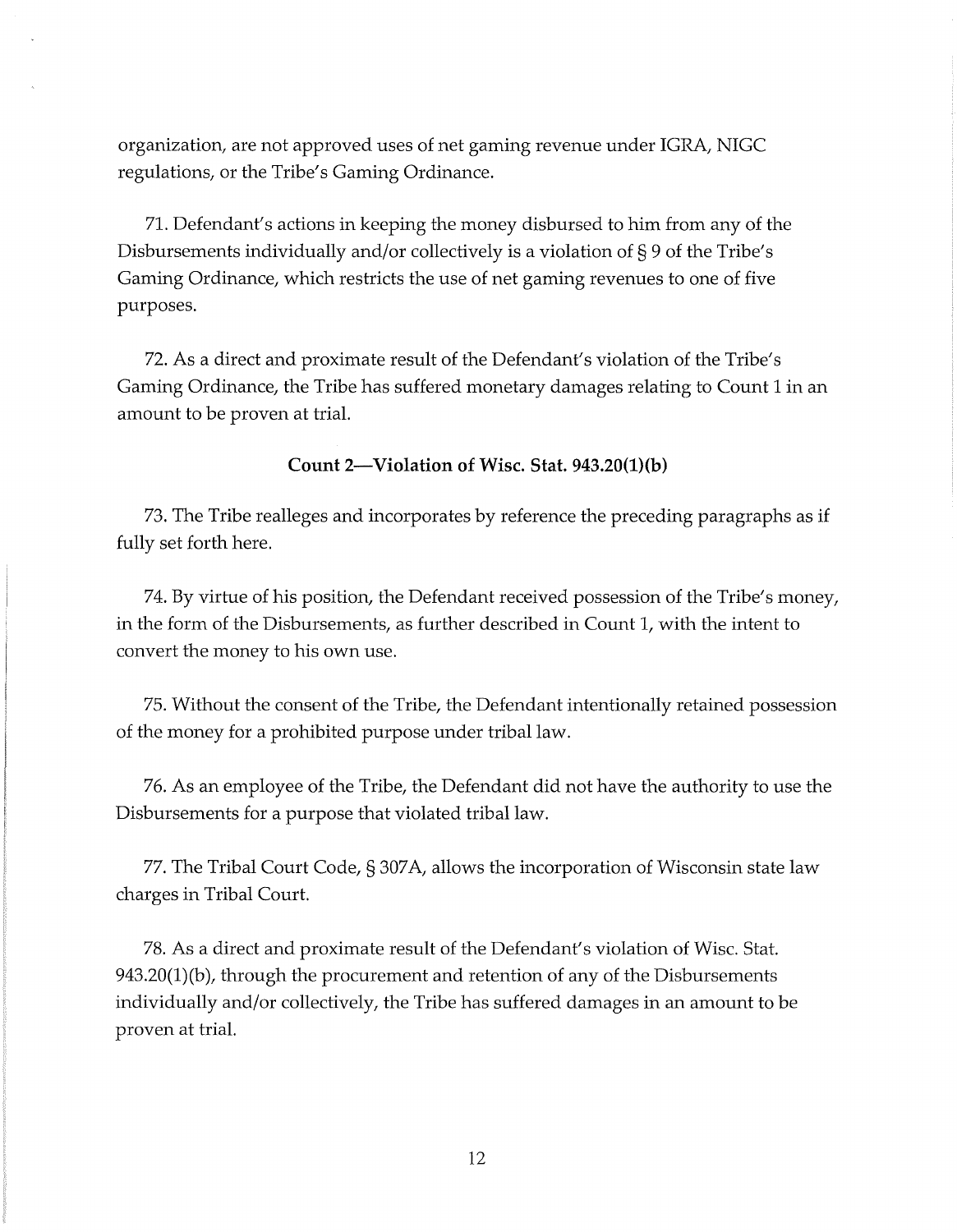organization, are not approved uses of net gaming revenue under IGRA, NIGC regulations, or the Tribe's Gaming Ordinance.

71. Defendant's actions in keeping the money disbursed to him from any of the Disbursements individually and/or collectively is a violation of § 9 of the Tribe's Gaming Ordinance, which restricts the use of net gaming revenues to one of five purposes.

72. As a direct and proximate result of the Defendant's violation of the Tribe's Gaming Ordinance, the Tribe has suffered monetary damages relating to Count 1 in an amount to be proven at trial.

### Count 2—Violation of Wisc. Stat. 943.20(1)(b)

73. The Tribe realleges and incorporates by reference the preceding paragraphs as if fully set forth here.

74. By virtue of his position, the Defendant received possession of the Tribe's money, in the form of the Disbursements, as further described in Count 1, with the intent to convert the money to his own use.

75. Without the consent of the Tribe, the Defendant intentionally retained possession of the money for a prohibited purpose under tribal law.

76. As an employee of the Tribe, the Defendant did not have the authority to use the Disbursements for a purpose that violated tribal law.

77. The Tribal Court Code, § 307A, allows the incorporation of Wisconsin state law charges in Tribal Court.

78. As a direct and proximate result of the Defendant's violation of Wisc. Stat. 943.20(1)(b), through the procurement and retention of any of the Disbursements individually and/or collectively, the Tribe has suffered damages in an amount to be proven at trial.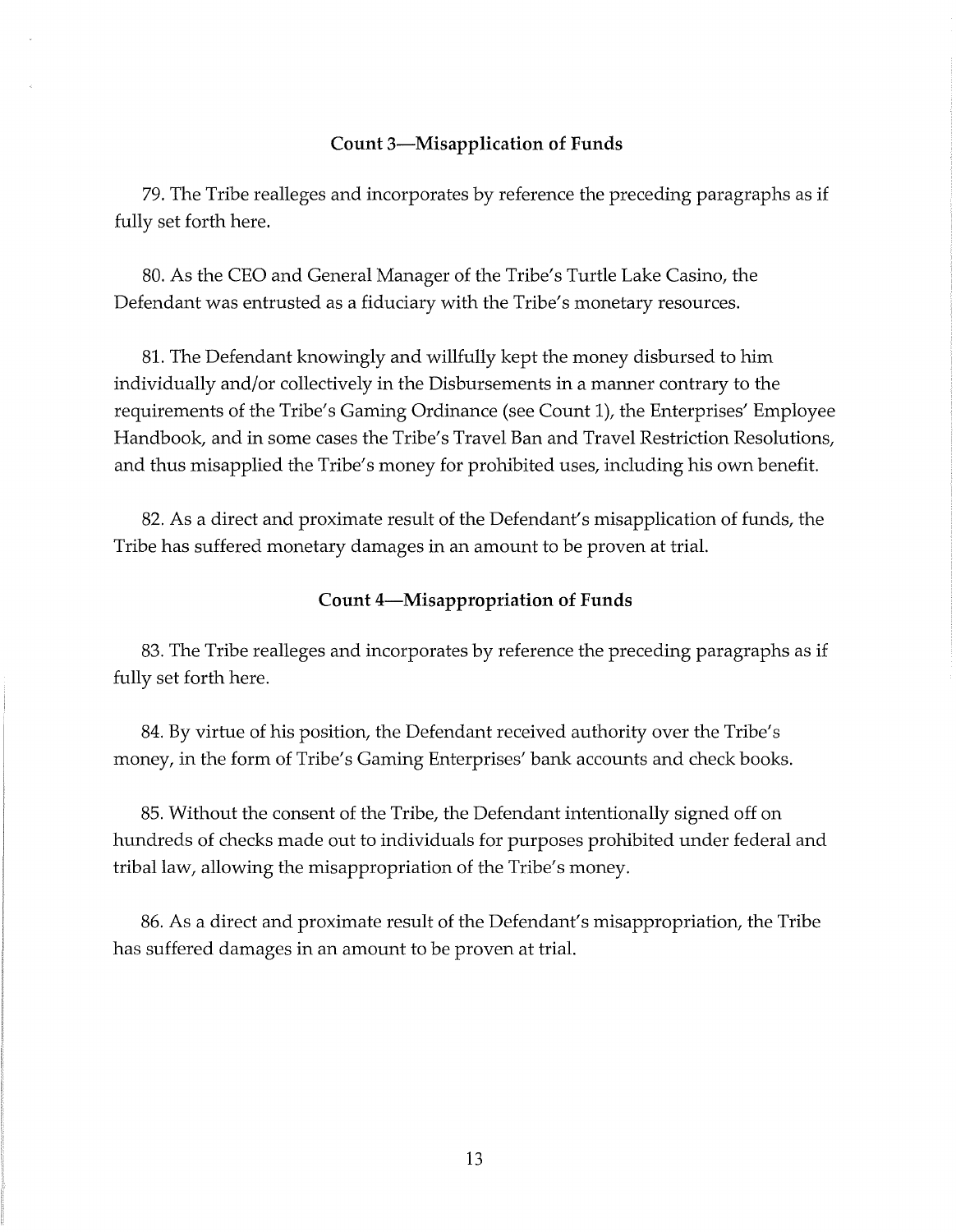### Count 3—Misapplication of Funds

79. The Tribe realleges and incorporates by reference the preceding paragraphs as if fully set forth here.

80. As the CEO and General Manager of the Tribe's Turtle Lake Casino, the Defendant was entrusted as a fiduciary with the Tribe's monetary resources.

81. The Defendant knowingly and willfully kept the money disbursed to him individually and/or collectively in the Disbursements in a manner contrary to the requirements of the Tribe's Gaming Ordinance (see Count 1), the Enterprises' Employee Handbook, and in some cases the Tribe's Travel Ban and Travel Restriction Resolutions, and thus misapplied the Tribe's money for prohibited uses, including his own benefit.

82. As a direct and proximate result of the Defendant's misapplication of funds, the Tribe has suffered monetary damages in an amount to be proven at trial.

### Count 4—Misappropriation of Funds

83. The Tribe realleges and incorporates by reference the preceding paragraphs as if fully set forth here.

84. By virtue of his position, the Defendant received authority over the Tribe's money, in the form of Tribe's Gaming Enterprises' bank accounts and check books.

85. Without the consent of the Tribe, the Defendant intentionally signed off on hundreds of checks made out to individuals for purposes prohibited under federal and tribal law, allowing the misappropriation of the Tribe's money.

86. As a direct and proximate result of the Defendant's misappropriation, the Tribe has suffered damages in an amount to be proven at trial.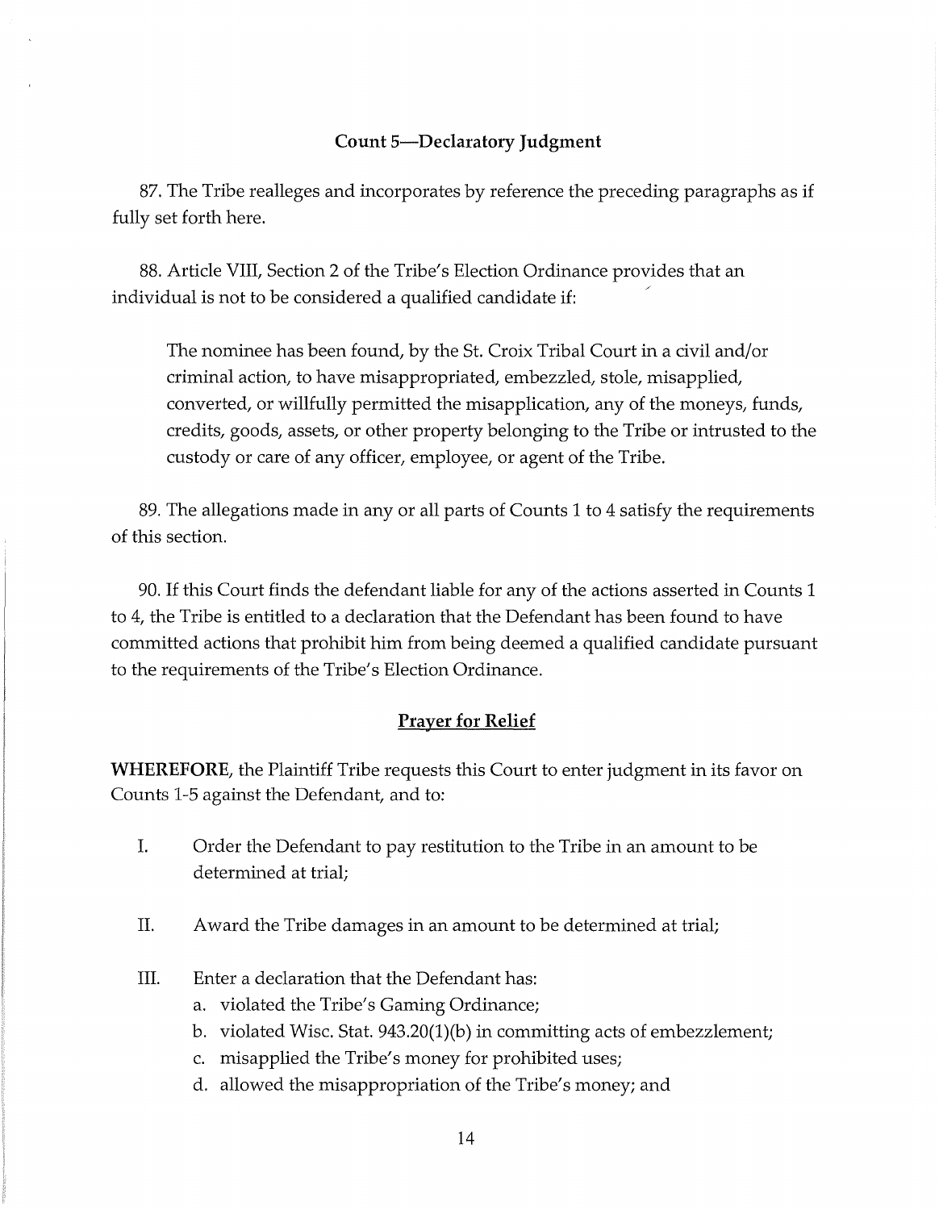### Count 5—Declaratory Judgment

87. The Tribe realleges and incorporates by reference the preceding paragraphs as if fully set forth here.

88. Article VIII, Section 2 of the Tribe's Election Ordinance provides that an individual is not to be considered a qualified candidate if:

> The nominee has been found, by the St. Croix Tribal Court in a civil and/or criminal action, to have misappropriated, embezzled, stole, misapplied, converted, or willfully permitted the misapplication, any of the moneys, funds, credits, goods, assets, or other property belonging to the Tribe or intrusted to the custody or care of any officer, employee, or agent of the Tribe.

89. The allegations made in any or all parts of Counts 1 to 4 satisfy the requirements of this section.

90. If this Court finds the defendant liable for any of the actions asserted in Counts 1 to 4, the Tribe is entitled to a declaration that the Defendant has been found to have committed actions that prohibit him from being deemed a qualified candidate pursuant to the requirements of the Tribe's Election Ordinance.

### Prayer for Relief

**WHEREFORE**, the Plaintiff Tribe requests this Court to enter judgment in its favor on Counts 1-5 against the Defendant, and to:

I. Order the Defendant to pay restitution to the Tribe in an amount to be determined at trial;

II. Award the Tribe damages in an amount to be determined at trial;

III. Enter a declaration that the Defendant has:
   a. violated the Tribe's Gaming Ordinance;
   b. violated Wisc. Stat. 943.20(1)(b) in committing acts of embezzlement;
   c. misapplied the Tribe's money for prohibited uses;
   d. allowed the misappropriation of the Tribe's money; and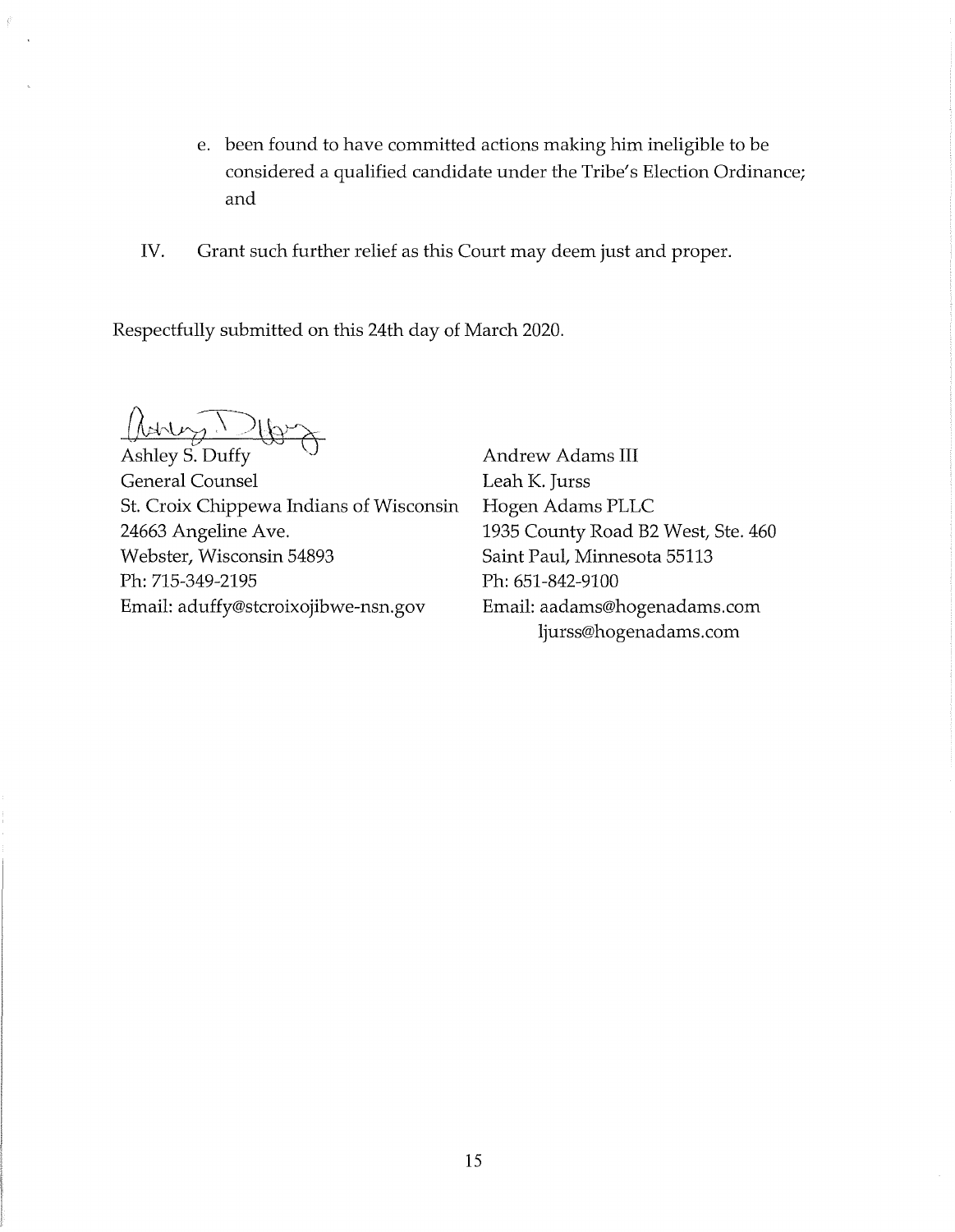e. been found to have committed actions making him ineligible to be considered a qualified candidate under the Tribe's Election Ordinance; and

IV. Grant such further relief as this Court may deem just and proper.

Respectfully submitted on this 24th day of March 2020.

Ashley S. Duffy
General Counsel
St. Croix Chippewa Indians of Wisconsin
24663 Angeline Ave.
Webster, Wisconsin 54893
Ph: 715-349-2195
Email: aduffy@stcroixojibwe-nsn.gov

Andrew Adams III
Leah K. Jurss
Hogen Adams PLLC
1935 County Road B2 West, Ste. 460
Saint Paul, Minnesota 55113
Ph: 651-842-9100
Email: aadams@hogenadams.com
ljurss@hogenadams.com